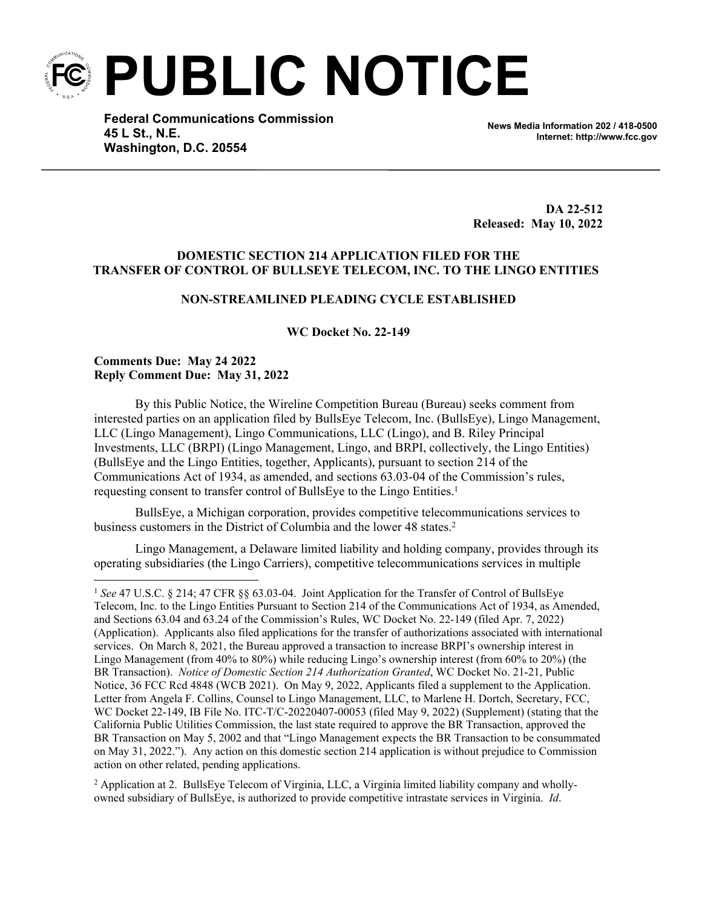# PUBLIC NOTICE

**Federal Communications Commission**
**45 L St., N.E.**
**Washington, D.C. 20554**

**News Media Information 202 / 418-0500**
**Internet: http://www.fcc.gov**

**DA 22-512**
**Released: May 10, 2022**

**DOMESTIC SECTION 214 APPLICATION FILED FOR THE TRANSFER OF CONTROL OF BULLSEYE TELECOM, INC. TO THE LINGO ENTITIES**

**NON-STREAMLINED PLEADING CYCLE ESTABLISHED**

**WC Docket No. 22-149**

**Comments Due: May 24 2022**
**Reply Comment Due: May 31, 2022**

By this Public Notice, the Wireline Competition Bureau (Bureau) seeks comment from interested parties on an application filed by BullsEye Telecom, Inc. (BullsEye), Lingo Management, LLC (Lingo Management), Lingo Communications, LLC (Lingo), and B. Riley Principal Investments, LLC (BRPI) (Lingo Management, Lingo, and BRPI, collectively, the Lingo Entities) (BullsEye and the Lingo Entities, together, Applicants), pursuant to section 214 of the Communications Act of 1934, as amended, and sections 63.03-04 of the Commission's rules, requesting consent to transfer control of BullsEye to the Lingo Entities.[1]

BullsEye, a Michigan corporation, provides competitive telecommunications services to business customers in the District of Columbia and the lower 48 states.[2]

Lingo Management, a Delaware limited liability and holding company, provides through its operating subsidiaries (the Lingo Carriers), competitive telecommunications services in multiple

---

[1] *See* 47 U.S.C. § 214; 47 CFR §§ 63.03-04. Joint Application for the Transfer of Control of BullsEye Telecom, Inc. to the Lingo Entities Pursuant to Section 214 of the Communications Act of 1934, as Amended, and Sections 63.04 and 63.24 of the Commission's Rules, WC Docket No. 22-149 (filed Apr. 7, 2022) (Application). Applicants also filed applications for the transfer of authorizations associated with international services. On March 8, 2021, the Bureau approved a transaction to increase BRPI's ownership interest in Lingo Management (from 40% to 80%) while reducing Lingo's ownership interest (from 60% to 20%) (the BR Transaction). *Notice of Domestic Section 214 Authorization Granted*, WC Docket No. 21-21, Public Notice, 36 FCC Rcd 4848 (WCB 2021). On May 9, 2022, Applicants filed a supplement to the Application. Letter from Angela F. Collins, Counsel to Lingo Management, LLC, to Marlene H. Dortch, Secretary, FCC, WC Docket 22-149, IB File No. ITC-T/C-20220407-00053 (filed May 9, 2022) (Supplement) (stating that the California Public Utilities Commission, the last state required to approve the BR Transaction, approved the BR Transaction on May 5, 2002 and that "Lingo Management expects the BR Transaction to be consummated on May 31, 2022."). Any action on this domestic section 214 application is without prejudice to Commission action on other related, pending applications.

[2] Application at 2. BullsEye Telecom of Virginia, LLC, a Virginia limited liability company and wholly-owned subsidiary of BullsEye, is authorized to provide competitive intrastate services in Virginia. *Id*.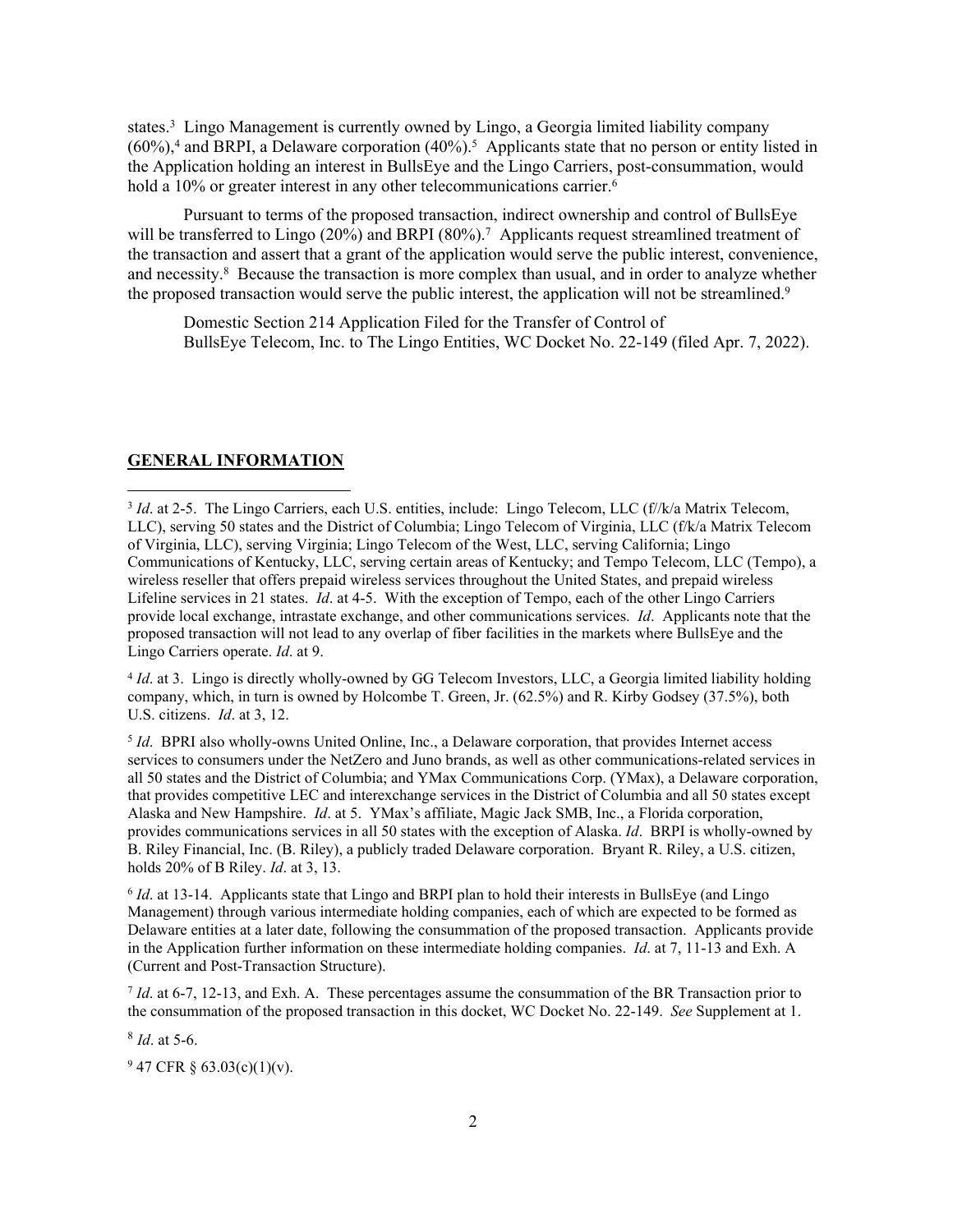states.[3] Lingo Management is currently owned by Lingo, a Georgia limited liability company (60%),[4] and BRPI, a Delaware corporation (40%).[5] Applicants state that no person or entity listed in the Application holding an interest in BullsEye and the Lingo Carriers, post-consummation, would hold a 10% or greater interest in any other telecommunications carrier.[6]

Pursuant to terms of the proposed transaction, indirect ownership and control of BullsEye will be transferred to Lingo (20%) and BRPI (80%).[7] Applicants request streamlined treatment of the transaction and assert that a grant of the application would serve the public interest, convenience, and necessity.[8] Because the transaction is more complex than usual, and in order to analyze whether the proposed transaction would serve the public interest, the application will not be streamlined.[9]

Domestic Section 214 Application Filed for the Transfer of Control of BullsEye Telecom, Inc. to The Lingo Entities, WC Docket No. 22-149 (filed Apr. 7, 2022).

**GENERAL INFORMATION**

---

[3] *Id*. at 2-5. The Lingo Carriers, each U.S. entities, include: Lingo Telecom, LLC (f//k/a Matrix Telecom, LLC), serving 50 states and the District of Columbia; Lingo Telecom of Virginia, LLC (f/k/a Matrix Telecom of Virginia, LLC), serving Virginia; Lingo Telecom of the West, LLC, serving California; Lingo Communications of Kentucky, LLC, serving certain areas of Kentucky; and Tempo Telecom, LLC (Tempo), a wireless reseller that offers prepaid wireless services throughout the United States, and prepaid wireless Lifeline services in 21 states. *Id*. at 4-5. With the exception of Tempo, each of the other Lingo Carriers provide local exchange, intrastate exchange, and other communications services. *Id*. Applicants note that the proposed transaction will not lead to any overlap of fiber facilities in the markets where BullsEye and the Lingo Carriers operate. *Id*. at 9.

[4] *Id*. at 3. Lingo is directly wholly-owned by GG Telecom Investors, LLC, a Georgia limited liability holding company, which, in turn is owned by Holcombe T. Green, Jr. (62.5%) and R. Kirby Godsey (37.5%), both U.S. citizens. *Id*. at 3, 12.

[5] *Id*. BPRI also wholly-owns United Online, Inc., a Delaware corporation, that provides Internet access services to consumers under the NetZero and Juno brands, as well as other communications-related services in all 50 states and the District of Columbia; and YMax Communications Corp. (YMax), a Delaware corporation, that provides competitive LEC and interexchange services in the District of Columbia and all 50 states except Alaska and New Hampshire. *Id*. at 5. YMax's affiliate, Magic Jack SMB, Inc., a Florida corporation, provides communications services in all 50 states with the exception of Alaska. *Id*. BRPI is wholly-owned by B. Riley Financial, Inc. (B. Riley), a publicly traded Delaware corporation. Bryant R. Riley, a U.S. citizen, holds 20% of B Riley. *Id*. at 3, 13.

[6] *Id*. at 13-14. Applicants state that Lingo and BRPI plan to hold their interests in BullsEye (and Lingo Management) through various intermediate holding companies, each of which are expected to be formed as Delaware entities at a later date, following the consummation of the proposed transaction. Applicants provide in the Application further information on these intermediate holding companies. *Id*. at 7, 11-13 and Exh. A (Current and Post-Transaction Structure).

[7] *Id*. at 6-7, 12-13, and Exh. A. These percentages assume the consummation of the BR Transaction prior to the consummation of the proposed transaction in this docket, WC Docket No. 22-149. *See* Supplement at 1.

[8] *Id*. at 5-6.

[9] 47 CFR § 63.03(c)(1)(v).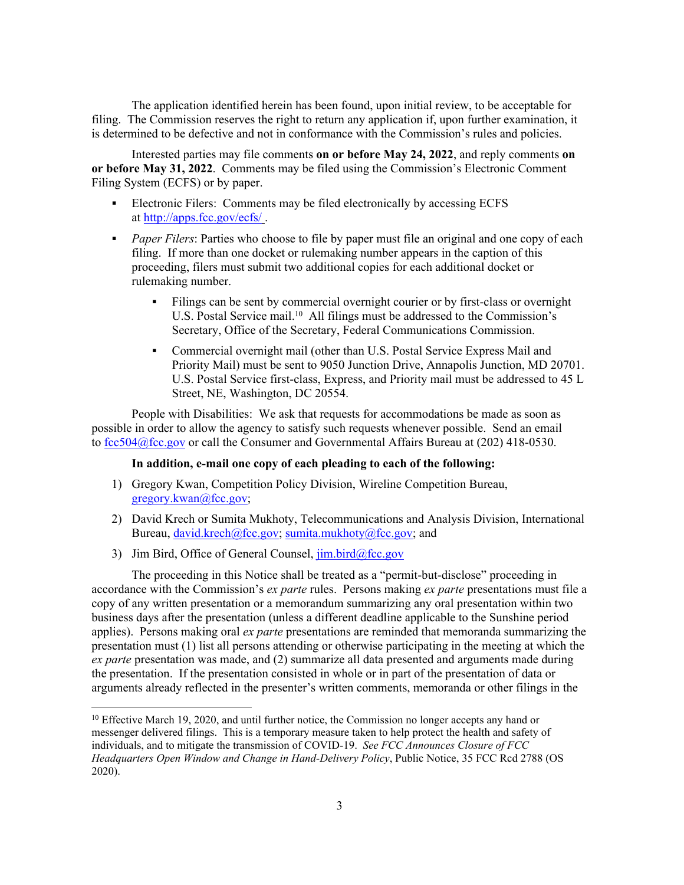The application identified herein has been found, upon initial review, to be acceptable for filing. The Commission reserves the right to return any application if, upon further examination, it is determined to be defective and not in conformance with the Commission's rules and policies.

Interested parties may file comments **on or before May 24, 2022**, and reply comments **on or before May 31, 2022**. Comments may be filed using the Commission's Electronic Comment Filing System (ECFS) or by paper.

- Electronic Filers: Comments may be filed electronically by accessing ECFS at http://apps.fcc.gov/ecfs/ .
- *Paper Filers*: Parties who choose to file by paper must file an original and one copy of each filing. If more than one docket or rulemaking number appears in the caption of this proceeding, filers must submit two additional copies for each additional docket or rulemaking number.
  - Filings can be sent by commercial overnight courier or by first-class or overnight U.S. Postal Service mail.[10] All filings must be addressed to the Commission's Secretary, Office of the Secretary, Federal Communications Commission.
  - Commercial overnight mail (other than U.S. Postal Service Express Mail and Priority Mail) must be sent to 9050 Junction Drive, Annapolis Junction, MD 20701. U.S. Postal Service first-class, Express, and Priority mail must be addressed to 45 L Street, NE, Washington, DC 20554.

People with Disabilities: We ask that requests for accommodations be made as soon as possible in order to allow the agency to satisfy such requests whenever possible. Send an email to fcc504@fcc.gov or call the Consumer and Governmental Affairs Bureau at (202) 418-0530.

**In addition, e-mail one copy of each pleading to each of the following:**

1) Gregory Kwan, Competition Policy Division, Wireline Competition Bureau, gregory.kwan@fcc.gov;
2) David Krech or Sumita Mukhoty, Telecommunications and Analysis Division, International Bureau, david.krech@fcc.gov; sumita.mukhoty@fcc.gov; and
3) Jim Bird, Office of General Counsel, jim.bird@fcc.gov

The proceeding in this Notice shall be treated as a "permit-but-disclose" proceeding in accordance with the Commission's *ex parte* rules. Persons making *ex parte* presentations must file a copy of any written presentation or a memorandum summarizing any oral presentation within two business days after the presentation (unless a different deadline applicable to the Sunshine period applies). Persons making oral *ex parte* presentations are reminded that memoranda summarizing the presentation must (1) list all persons attending or otherwise participating in the meeting at which the *ex parte* presentation was made, and (2) summarize all data presented and arguments made during the presentation. If the presentation consisted in whole or in part of the presentation of data or arguments already reflected in the presenter's written comments, memoranda or other filings in the

[10] Effective March 19, 2020, and until further notice, the Commission no longer accepts any hand or messenger delivered filings. This is a temporary measure taken to help protect the health and safety of individuals, and to mitigate the transmission of COVID-19. *See FCC Announces Closure of FCC Headquarters Open Window and Change in Hand-Delivery Policy*, Public Notice, 35 FCC Rcd 2788 (OS 2020).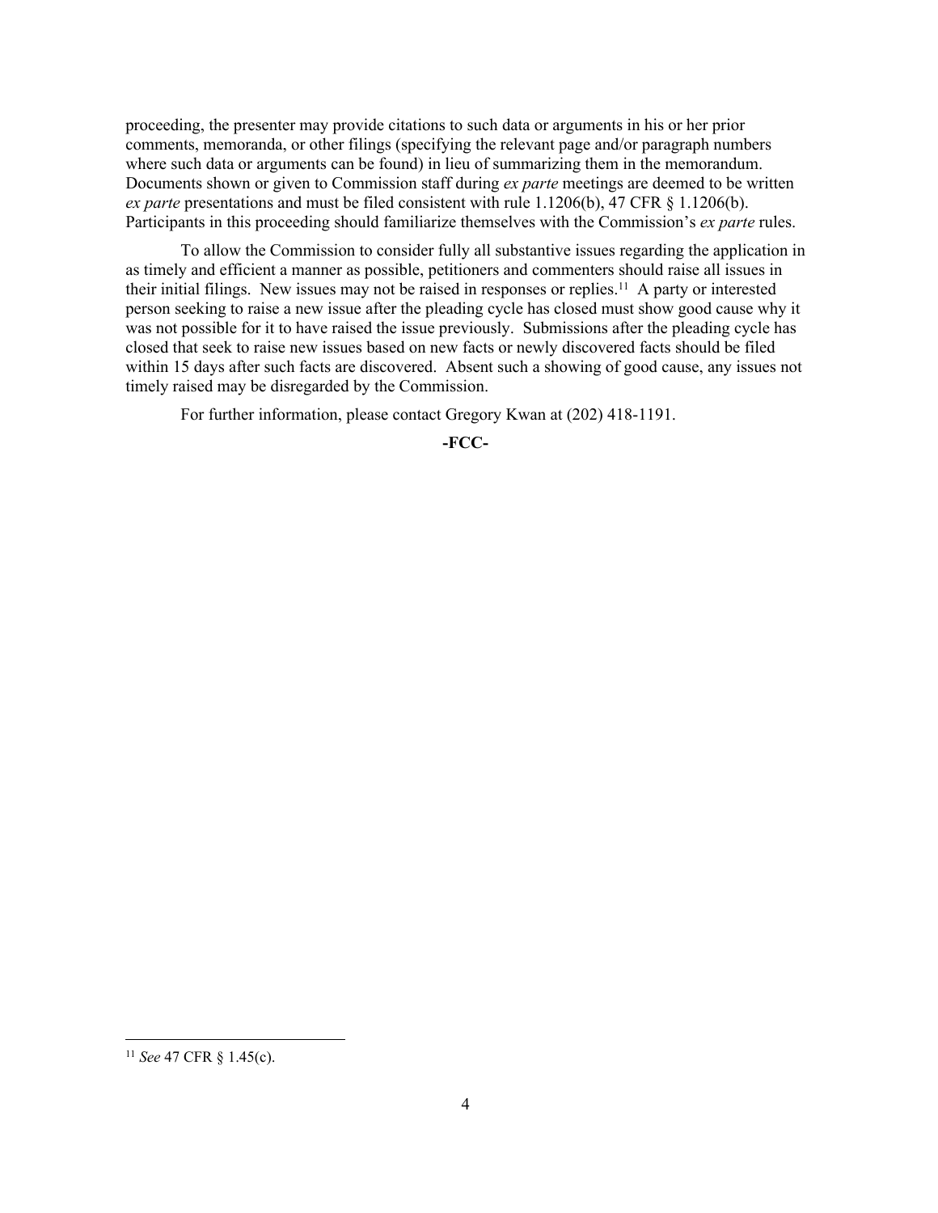proceeding, the presenter may provide citations to such data or arguments in his or her prior comments, memoranda, or other filings (specifying the relevant page and/or paragraph numbers where such data or arguments can be found) in lieu of summarizing them in the memorandum. Documents shown or given to Commission staff during *ex parte* meetings are deemed to be written *ex parte* presentations and must be filed consistent with rule 1.1206(b), 47 CFR § 1.1206(b). Participants in this proceeding should familiarize themselves with the Commission's *ex parte* rules.

To allow the Commission to consider fully all substantive issues regarding the application in as timely and efficient a manner as possible, petitioners and commenters should raise all issues in their initial filings. New issues may not be raised in responses or replies.[11] A party or interested person seeking to raise a new issue after the pleading cycle has closed must show good cause why it was not possible for it to have raised the issue previously. Submissions after the pleading cycle has closed that seek to raise new issues based on new facts or newly discovered facts should be filed within 15 days after such facts are discovered. Absent such a showing of good cause, any issues not timely raised may be disregarded by the Commission.

For further information, please contact Gregory Kwan at (202) 418-1191.

**-FCC-**

[11] *See* 47 CFR § 1.45(c).